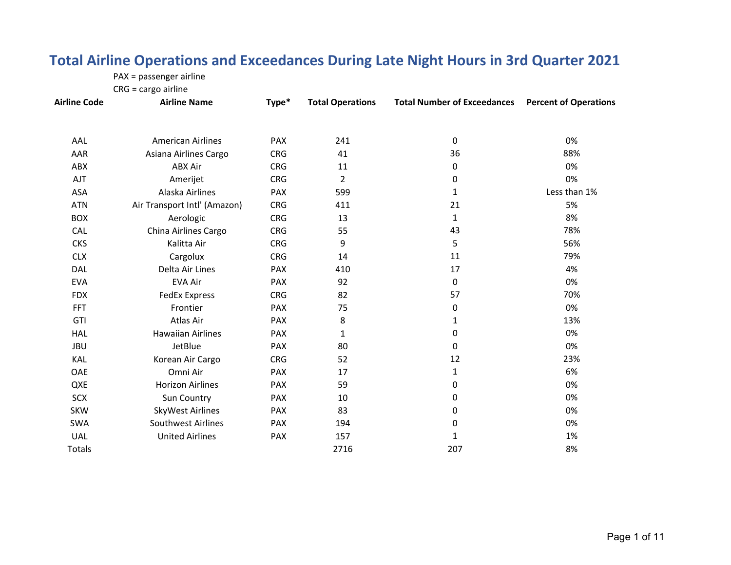# Total Airline Operations and Exceedances During Late Night Hours in 3rd Quarter 2021

PAX = passenger airline

CRG = cargo airline

| Airline Code | Airline Name | Type* | Total Operations | Total Number of Exceedances | Percent of Operations |
|---|---|---|---|---|---|
| AAL | American Airlines | PAX | 241 | 0 | 0% |
| AAR | Asiana Airlines Cargo | CRG | 41 | 36 | 88% |
| ABX | ABX Air | CRG | 11 | 0 | 0% |
| AJT | Amerijet | CRG | 2 | 0 | 0% |
| ASA | Alaska Airlines | PAX | 599 | 1 | Less than 1% |
| ATN | Air Transport Intl' (Amazon) | CRG | 411 | 21 | 5% |
| BOX | Aerologic | CRG | 13 | 1 | 8% |
| CAL | China Airlines Cargo | CRG | 55 | 43 | 78% |
| CKS | Kalitta Air | CRG | 9 | 5 | 56% |
| CLX | Cargolux | CRG | 14 | 11 | 79% |
| DAL | Delta Air Lines | PAX | 410 | 17 | 4% |
| EVA | EVA Air | PAX | 92 | 0 | 0% |
| FDX | FedEx Express | CRG | 82 | 57 | 70% |
| FFT | Frontier | PAX | 75 | 0 | 0% |
| GTI | Atlas Air | PAX | 8 | 1 | 13% |
| HAL | Hawaiian Airlines | PAX | 1 | 0 | 0% |
| JBU | JetBlue | PAX | 80 | 0 | 0% |
| KAL | Korean Air Cargo | CRG | 52 | 12 | 23% |
| OAE | Omni Air | PAX | 17 | 1 | 6% |
| QXE | Horizon Airlines | PAX | 59 | 0 | 0% |
| SCX | Sun Country | PAX | 10 | 0 | 0% |
| SKW | SkyWest Airlines | PAX | 83 | 0 | 0% |
| SWA | Southwest Airlines | PAX | 194 | 0 | 0% |
| UAL | United Airlines | PAX | 157 | 1 | 1% |
| Totals | | | 2716 | 207 | 8% |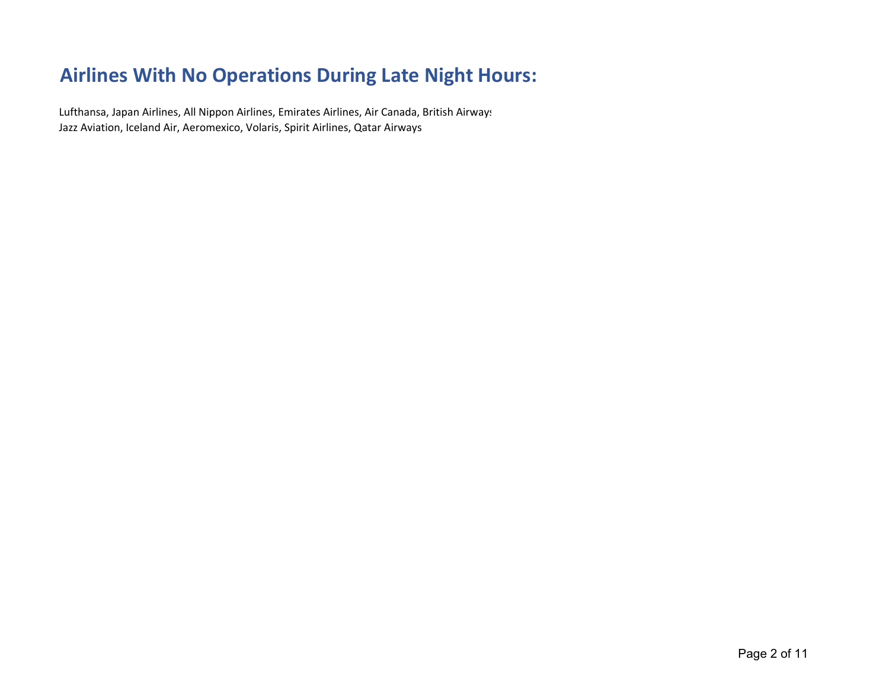## Airlines With No Operations During Late Night Hours:

Lufthansa, Japan Airlines, All Nippon Airlines, Emirates Airlines, Air Canada, British Airways
Jazz Aviation, Iceland Air, Aeromexico, Volaris, Spirit Airlines, Qatar Airways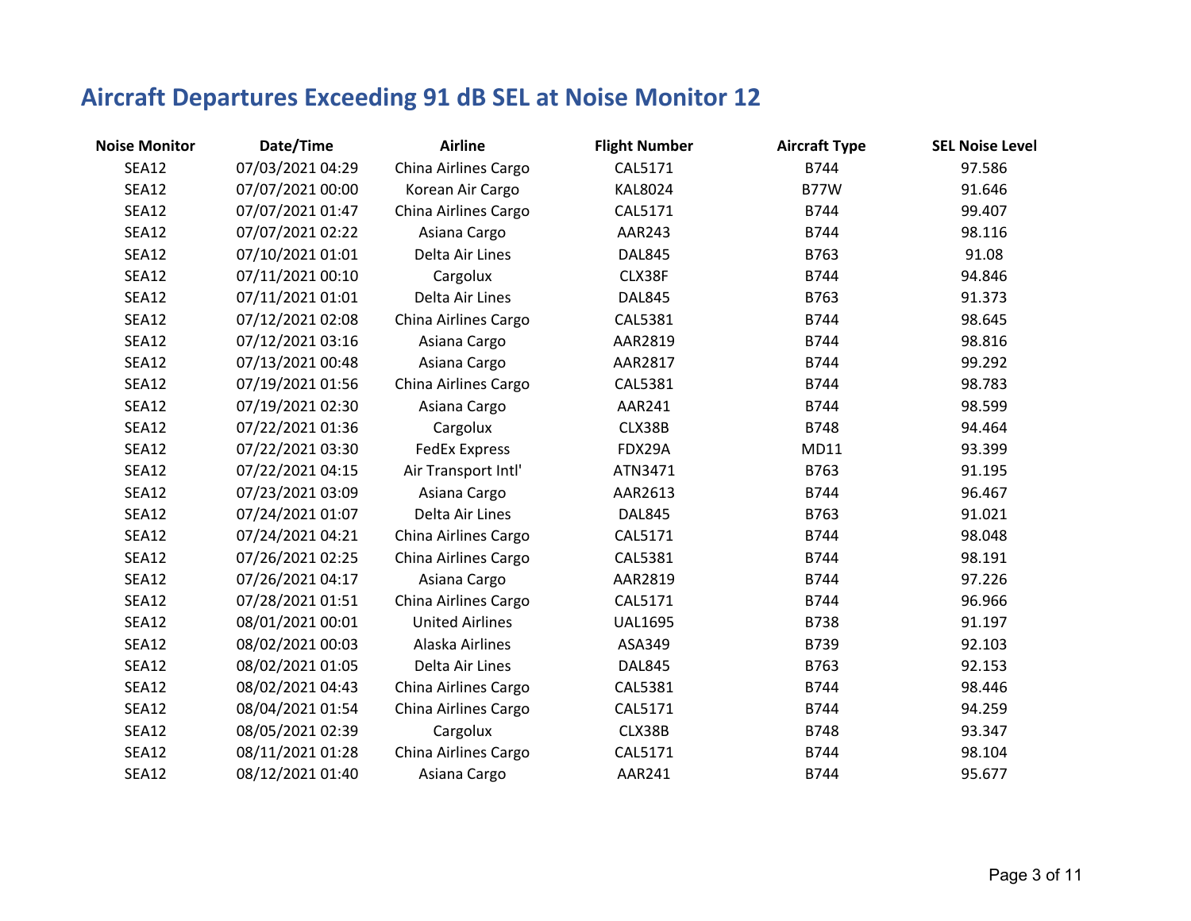# Aircraft Departures Exceeding 91 dB SEL at Noise Monitor 12

| Noise Monitor | Date/Time | Airline | Flight Number | Aircraft Type | SEL Noise Level |
|---|---|---|---|---|---|
| SEA12 | 07/03/2021 04:29 | China Airlines Cargo | CAL5171 | B744 | 97.586 |
| SEA12 | 07/07/2021 00:00 | Korean Air Cargo | KAL8024 | B77W | 91.646 |
| SEA12 | 07/07/2021 01:47 | China Airlines Cargo | CAL5171 | B744 | 99.407 |
| SEA12 | 07/07/2021 02:22 | Asiana Cargo | AAR243 | B744 | 98.116 |
| SEA12 | 07/10/2021 01:01 | Delta Air Lines | DAL845 | B763 | 91.08 |
| SEA12 | 07/11/2021 00:10 | Cargolux | CLX38F | B744 | 94.846 |
| SEA12 | 07/11/2021 01:01 | Delta Air Lines | DAL845 | B763 | 91.373 |
| SEA12 | 07/12/2021 02:08 | China Airlines Cargo | CAL5381 | B744 | 98.645 |
| SEA12 | 07/12/2021 03:16 | Asiana Cargo | AAR2819 | B744 | 98.816 |
| SEA12 | 07/13/2021 00:48 | Asiana Cargo | AAR2817 | B744 | 99.292 |
| SEA12 | 07/19/2021 01:56 | China Airlines Cargo | CAL5381 | B744 | 98.783 |
| SEA12 | 07/19/2021 02:30 | Asiana Cargo | AAR241 | B744 | 98.599 |
| SEA12 | 07/22/2021 01:36 | Cargolux | CLX38B | B748 | 94.464 |
| SEA12 | 07/22/2021 03:30 | FedEx Express | FDX29A | MD11 | 93.399 |
| SEA12 | 07/22/2021 04:15 | Air Transport Intl' | ATN3471 | B763 | 91.195 |
| SEA12 | 07/23/2021 03:09 | Asiana Cargo | AAR2613 | B744 | 96.467 |
| SEA12 | 07/24/2021 01:07 | Delta Air Lines | DAL845 | B763 | 91.021 |
| SEA12 | 07/24/2021 04:21 | China Airlines Cargo | CAL5171 | B744 | 98.048 |
| SEA12 | 07/26/2021 02:25 | China Airlines Cargo | CAL5381 | B744 | 98.191 |
| SEA12 | 07/26/2021 04:17 | Asiana Cargo | AAR2819 | B744 | 97.226 |
| SEA12 | 07/28/2021 01:51 | China Airlines Cargo | CAL5171 | B744 | 96.966 |
| SEA12 | 08/01/2021 00:01 | United Airlines | UAL1695 | B738 | 91.197 |
| SEA12 | 08/02/2021 00:03 | Alaska Airlines | ASA349 | B739 | 92.103 |
| SEA12 | 08/02/2021 01:05 | Delta Air Lines | DAL845 | B763 | 92.153 |
| SEA12 | 08/02/2021 04:43 | China Airlines Cargo | CAL5381 | B744 | 98.446 |
| SEA12 | 08/04/2021 01:54 | China Airlines Cargo | CAL5171 | B744 | 94.259 |
| SEA12 | 08/05/2021 02:39 | Cargolux | CLX38B | B748 | 93.347 |
| SEA12 | 08/11/2021 01:28 | China Airlines Cargo | CAL5171 | B744 | 98.104 |
| SEA12 | 08/12/2021 01:40 | Asiana Cargo | AAR241 | B744 | 95.677 |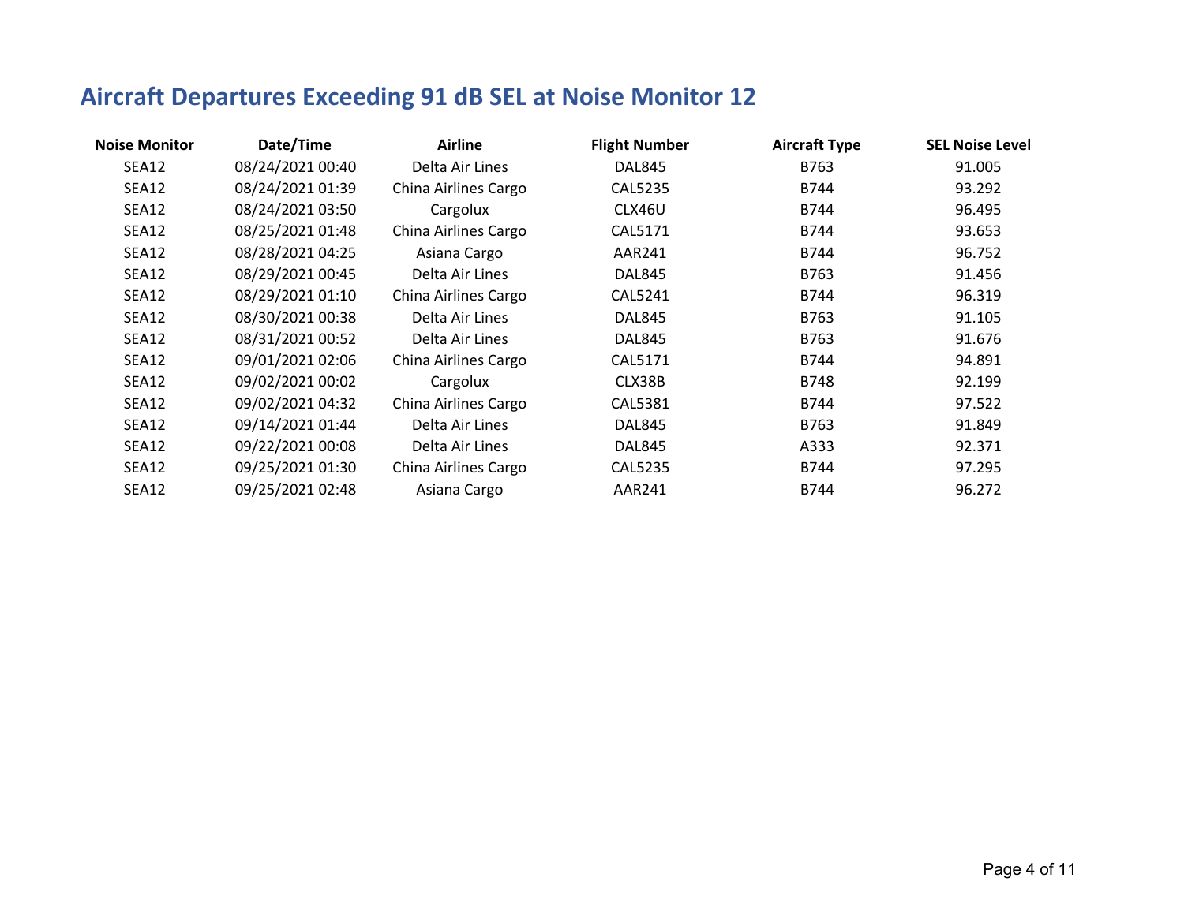# Aircraft Departures Exceeding 91 dB SEL at Noise Monitor 12

| Noise Monitor | Date/Time | Airline | Flight Number | Aircraft Type | SEL Noise Level |
|---|---|---|---|---|---|
| SEA12 | 08/24/2021 00:40 | Delta Air Lines | DAL845 | B763 | 91.005 |
| SEA12 | 08/24/2021 01:39 | China Airlines Cargo | CAL5235 | B744 | 93.292 |
| SEA12 | 08/24/2021 03:50 | Cargolux | CLX46U | B744 | 96.495 |
| SEA12 | 08/25/2021 01:48 | China Airlines Cargo | CAL5171 | B744 | 93.653 |
| SEA12 | 08/28/2021 04:25 | Asiana Cargo | AAR241 | B744 | 96.752 |
| SEA12 | 08/29/2021 00:45 | Delta Air Lines | DAL845 | B763 | 91.456 |
| SEA12 | 08/29/2021 01:10 | China Airlines Cargo | CAL5241 | B744 | 96.319 |
| SEA12 | 08/30/2021 00:38 | Delta Air Lines | DAL845 | B763 | 91.105 |
| SEA12 | 08/31/2021 00:52 | Delta Air Lines | DAL845 | B763 | 91.676 |
| SEA12 | 09/01/2021 02:06 | China Airlines Cargo | CAL5171 | B744 | 94.891 |
| SEA12 | 09/02/2021 00:02 | Cargolux | CLX38B | B748 | 92.199 |
| SEA12 | 09/02/2021 04:32 | China Airlines Cargo | CAL5381 | B744 | 97.522 |
| SEA12 | 09/14/2021 01:44 | Delta Air Lines | DAL845 | B763 | 91.849 |
| SEA12 | 09/22/2021 00:08 | Delta Air Lines | DAL845 | A333 | 92.371 |
| SEA12 | 09/25/2021 01:30 | China Airlines Cargo | CAL5235 | B744 | 97.295 |
| SEA12 | 09/25/2021 02:48 | Asiana Cargo | AAR241 | B744 | 96.272 |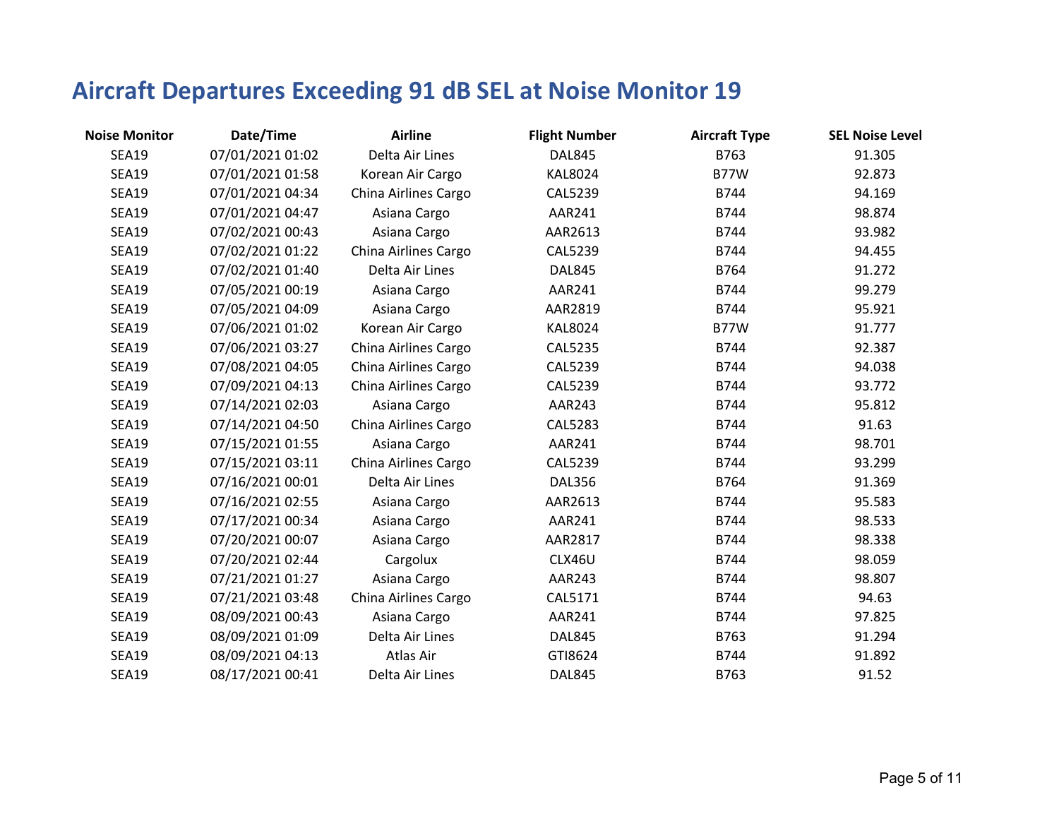# Aircraft Departures Exceeding 91 dB SEL at Noise Monitor 19

| Noise Monitor | Date/Time | Airline | Flight Number | Aircraft Type | SEL Noise Level |
|---|---|---|---|---|---|
| SEA19 | 07/01/2021 01:02 | Delta Air Lines | DAL845 | B763 | 91.305 |
| SEA19 | 07/01/2021 01:58 | Korean Air Cargo | KAL8024 | B77W | 92.873 |
| SEA19 | 07/01/2021 04:34 | China Airlines Cargo | CAL5239 | B744 | 94.169 |
| SEA19 | 07/01/2021 04:47 | Asiana Cargo | AAR241 | B744 | 98.874 |
| SEA19 | 07/02/2021 00:43 | Asiana Cargo | AAR2613 | B744 | 93.982 |
| SEA19 | 07/02/2021 01:22 | China Airlines Cargo | CAL5239 | B744 | 94.455 |
| SEA19 | 07/02/2021 01:40 | Delta Air Lines | DAL845 | B764 | 91.272 |
| SEA19 | 07/05/2021 00:19 | Asiana Cargo | AAR241 | B744 | 99.279 |
| SEA19 | 07/05/2021 04:09 | Asiana Cargo | AAR2819 | B744 | 95.921 |
| SEA19 | 07/06/2021 01:02 | Korean Air Cargo | KAL8024 | B77W | 91.777 |
| SEA19 | 07/06/2021 03:27 | China Airlines Cargo | CAL5235 | B744 | 92.387 |
| SEA19 | 07/08/2021 04:05 | China Airlines Cargo | CAL5239 | B744 | 94.038 |
| SEA19 | 07/09/2021 04:13 | China Airlines Cargo | CAL5239 | B744 | 93.772 |
| SEA19 | 07/14/2021 02:03 | Asiana Cargo | AAR243 | B744 | 95.812 |
| SEA19 | 07/14/2021 04:50 | China Airlines Cargo | CAL5283 | B744 | 91.63 |
| SEA19 | 07/15/2021 01:55 | Asiana Cargo | AAR241 | B744 | 98.701 |
| SEA19 | 07/15/2021 03:11 | China Airlines Cargo | CAL5239 | B744 | 93.299 |
| SEA19 | 07/16/2021 00:01 | Delta Air Lines | DAL356 | B764 | 91.369 |
| SEA19 | 07/16/2021 02:55 | Asiana Cargo | AAR2613 | B744 | 95.583 |
| SEA19 | 07/17/2021 00:34 | Asiana Cargo | AAR241 | B744 | 98.533 |
| SEA19 | 07/20/2021 00:07 | Asiana Cargo | AAR2817 | B744 | 98.338 |
| SEA19 | 07/20/2021 02:44 | Cargolux | CLX46U | B744 | 98.059 |
| SEA19 | 07/21/2021 01:27 | Asiana Cargo | AAR243 | B744 | 98.807 |
| SEA19 | 07/21/2021 03:48 | China Airlines Cargo | CAL5171 | B744 | 94.63 |
| SEA19 | 08/09/2021 00:43 | Asiana Cargo | AAR241 | B744 | 97.825 |
| SEA19 | 08/09/2021 01:09 | Delta Air Lines | DAL845 | B763 | 91.294 |
| SEA19 | 08/09/2021 04:13 | Atlas Air | GTI8624 | B744 | 91.892 |
| SEA19 | 08/17/2021 00:41 | Delta Air Lines | DAL845 | B763 | 91.52 |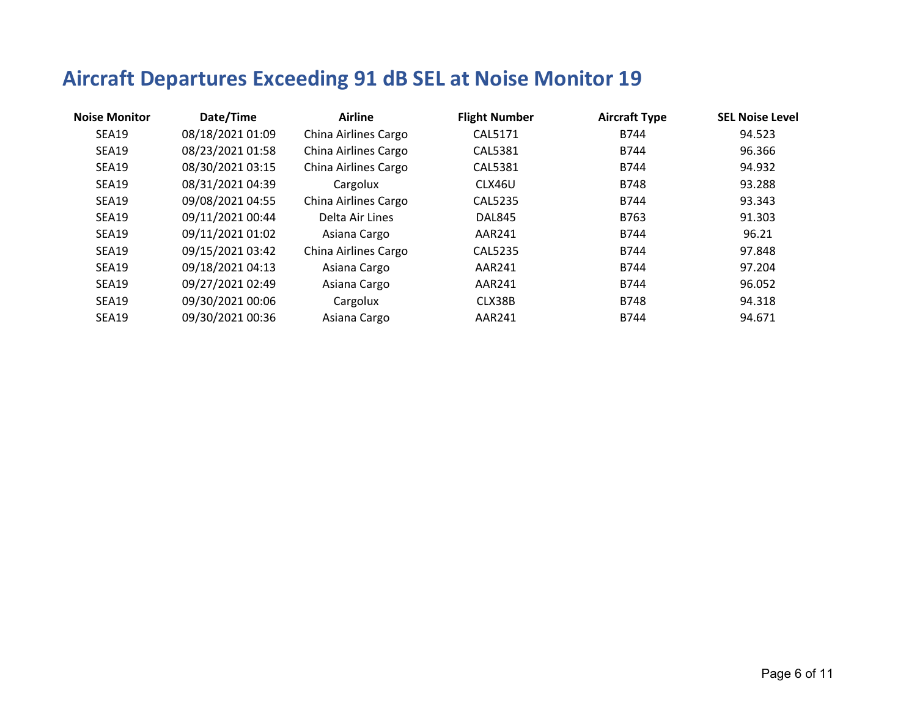# Aircraft Departures Exceeding 91 dB SEL at Noise Monitor 19

| Noise Monitor | Date/Time | Airline | Flight Number | Aircraft Type | SEL Noise Level |
|---|---|---|---|---|---|
| SEA19 | 08/18/2021 01:09 | China Airlines Cargo | CAL5171 | B744 | 94.523 |
| SEA19 | 08/23/2021 01:58 | China Airlines Cargo | CAL5381 | B744 | 96.366 |
| SEA19 | 08/30/2021 03:15 | China Airlines Cargo | CAL5381 | B744 | 94.932 |
| SEA19 | 08/31/2021 04:39 | Cargolux | CLX46U | B748 | 93.288 |
| SEA19 | 09/08/2021 04:55 | China Airlines Cargo | CAL5235 | B744 | 93.343 |
| SEA19 | 09/11/2021 00:44 | Delta Air Lines | DAL845 | B763 | 91.303 |
| SEA19 | 09/11/2021 01:02 | Asiana Cargo | AAR241 | B744 | 96.21 |
| SEA19 | 09/15/2021 03:42 | China Airlines Cargo | CAL5235 | B744 | 97.848 |
| SEA19 | 09/18/2021 04:13 | Asiana Cargo | AAR241 | B744 | 97.204 |
| SEA19 | 09/27/2021 02:49 | Asiana Cargo | AAR241 | B744 | 96.052 |
| SEA19 | 09/30/2021 00:06 | Cargolux | CLX38B | B748 | 94.318 |
| SEA19 | 09/30/2021 00:36 | Asiana Cargo | AAR241 | B744 | 94.671 |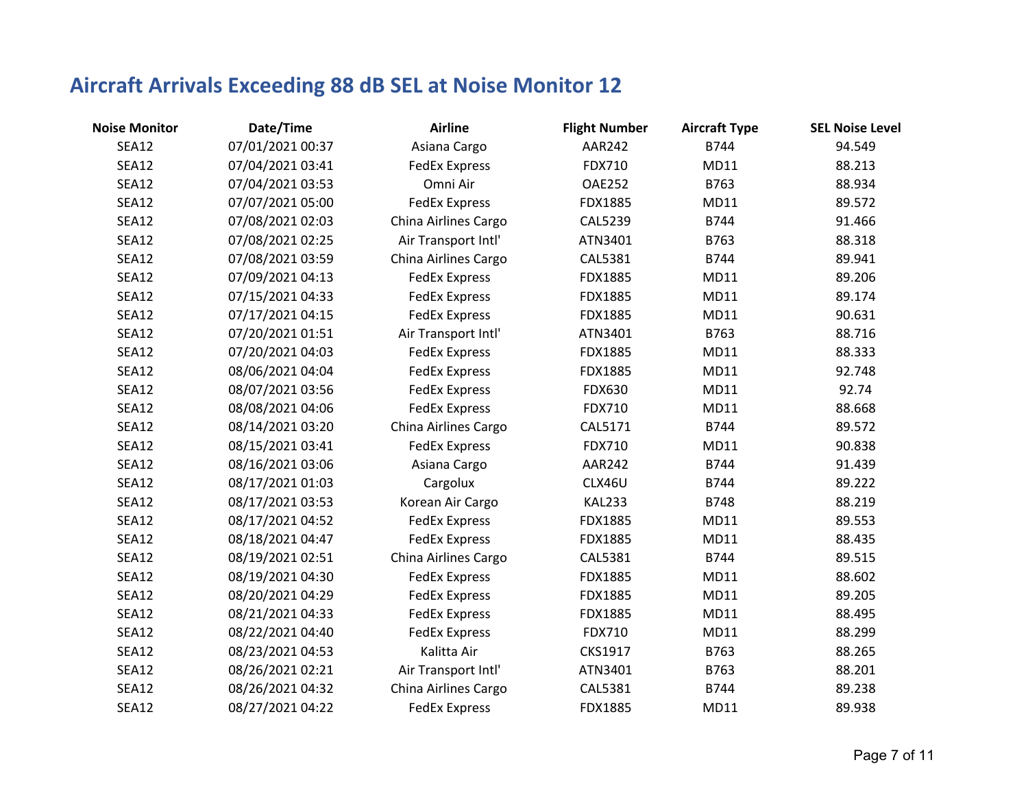# Aircraft Arrivals Exceeding 88 dB SEL at Noise Monitor 12

| Noise Monitor | Date/Time | Airline | Flight Number | Aircraft Type | SEL Noise Level |
|---|---|---|---|---|---|
| SEA12 | 07/01/2021 00:37 | Asiana Cargo | AAR242 | B744 | 94.549 |
| SEA12 | 07/04/2021 03:41 | FedEx Express | FDX710 | MD11 | 88.213 |
| SEA12 | 07/04/2021 03:53 | Omni Air | OAE252 | B763 | 88.934 |
| SEA12 | 07/07/2021 05:00 | FedEx Express | FDX1885 | MD11 | 89.572 |
| SEA12 | 07/08/2021 02:03 | China Airlines Cargo | CAL5239 | B744 | 91.466 |
| SEA12 | 07/08/2021 02:25 | Air Transport Intl' | ATN3401 | B763 | 88.318 |
| SEA12 | 07/08/2021 03:59 | China Airlines Cargo | CAL5381 | B744 | 89.941 |
| SEA12 | 07/09/2021 04:13 | FedEx Express | FDX1885 | MD11 | 89.206 |
| SEA12 | 07/15/2021 04:33 | FedEx Express | FDX1885 | MD11 | 89.174 |
| SEA12 | 07/17/2021 04:15 | FedEx Express | FDX1885 | MD11 | 90.631 |
| SEA12 | 07/20/2021 01:51 | Air Transport Intl' | ATN3401 | B763 | 88.716 |
| SEA12 | 07/20/2021 04:03 | FedEx Express | FDX1885 | MD11 | 88.333 |
| SEA12 | 08/06/2021 04:04 | FedEx Express | FDX1885 | MD11 | 92.748 |
| SEA12 | 08/07/2021 03:56 | FedEx Express | FDX630 | MD11 | 92.74 |
| SEA12 | 08/08/2021 04:06 | FedEx Express | FDX710 | MD11 | 88.668 |
| SEA12 | 08/14/2021 03:20 | China Airlines Cargo | CAL5171 | B744 | 89.572 |
| SEA12 | 08/15/2021 03:41 | FedEx Express | FDX710 | MD11 | 90.838 |
| SEA12 | 08/16/2021 03:06 | Asiana Cargo | AAR242 | B744 | 91.439 |
| SEA12 | 08/17/2021 01:03 | Cargolux | CLX46U | B744 | 89.222 |
| SEA12 | 08/17/2021 03:53 | Korean Air Cargo | KAL233 | B748 | 88.219 |
| SEA12 | 08/17/2021 04:52 | FedEx Express | FDX1885 | MD11 | 89.553 |
| SEA12 | 08/18/2021 04:47 | FedEx Express | FDX1885 | MD11 | 88.435 |
| SEA12 | 08/19/2021 02:51 | China Airlines Cargo | CAL5381 | B744 | 89.515 |
| SEA12 | 08/19/2021 04:30 | FedEx Express | FDX1885 | MD11 | 88.602 |
| SEA12 | 08/20/2021 04:29 | FedEx Express | FDX1885 | MD11 | 89.205 |
| SEA12 | 08/21/2021 04:33 | FedEx Express | FDX1885 | MD11 | 88.495 |
| SEA12 | 08/22/2021 04:40 | FedEx Express | FDX710 | MD11 | 88.299 |
| SEA12 | 08/23/2021 04:53 | Kalitta Air | CKS1917 | B763 | 88.265 |
| SEA12 | 08/26/2021 02:21 | Air Transport Intl' | ATN3401 | B763 | 88.201 |
| SEA12 | 08/26/2021 04:32 | China Airlines Cargo | CAL5381 | B744 | 89.238 |
| SEA12 | 08/27/2021 04:22 | FedEx Express | FDX1885 | MD11 | 89.938 |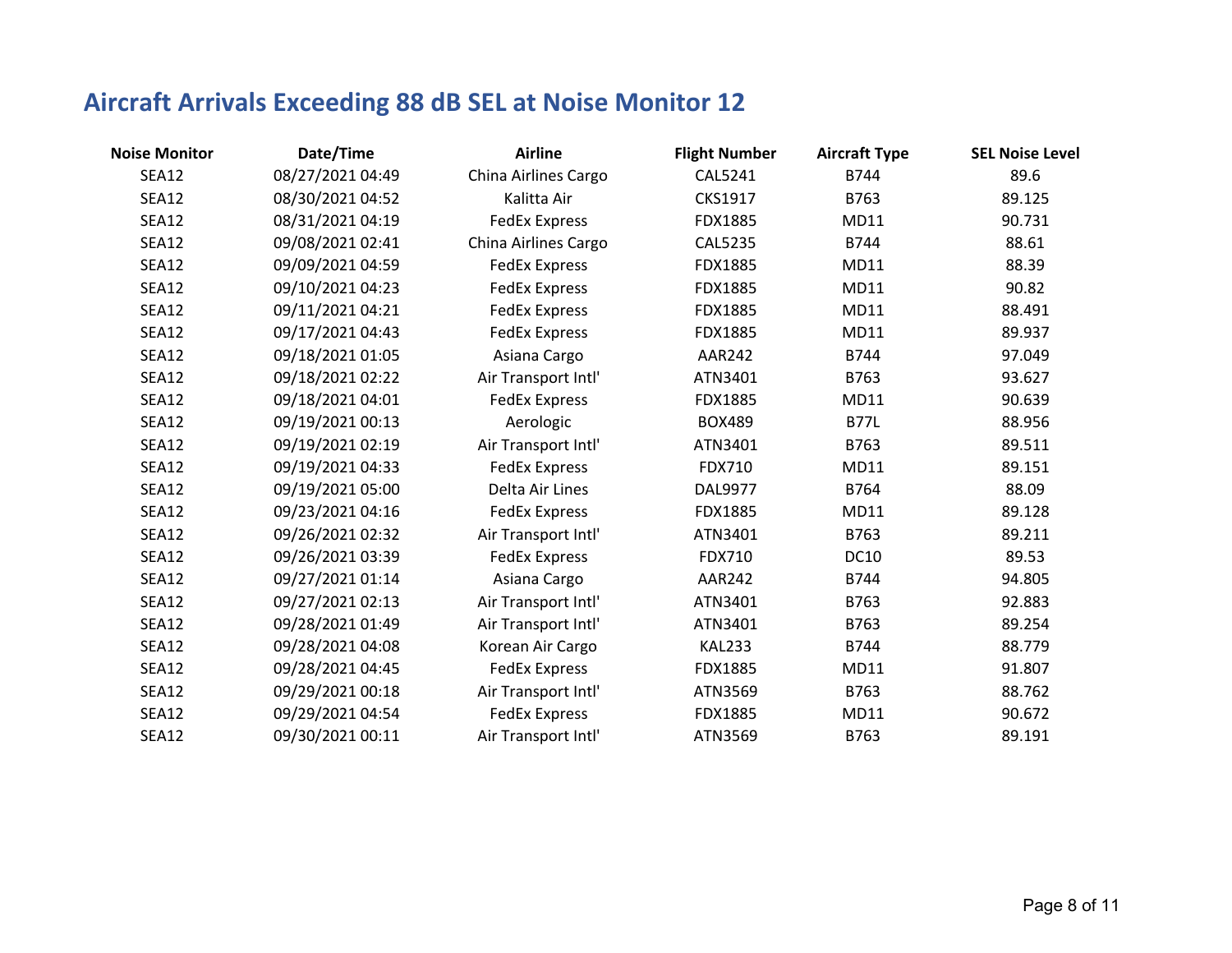# Aircraft Arrivals Exceeding 88 dB SEL at Noise Monitor 12

| Noise Monitor | Date/Time | Airline | Flight Number | Aircraft Type | SEL Noise Level |
|---|---|---|---|---|---|
| SEA12 | 08/27/2021 04:49 | China Airlines Cargo | CAL5241 | B744 | 89.6 |
| SEA12 | 08/30/2021 04:52 | Kalitta Air | CKS1917 | B763 | 89.125 |
| SEA12 | 08/31/2021 04:19 | FedEx Express | FDX1885 | MD11 | 90.731 |
| SEA12 | 09/08/2021 02:41 | China Airlines Cargo | CAL5235 | B744 | 88.61 |
| SEA12 | 09/09/2021 04:59 | FedEx Express | FDX1885 | MD11 | 88.39 |
| SEA12 | 09/10/2021 04:23 | FedEx Express | FDX1885 | MD11 | 90.82 |
| SEA12 | 09/11/2021 04:21 | FedEx Express | FDX1885 | MD11 | 88.491 |
| SEA12 | 09/17/2021 04:43 | FedEx Express | FDX1885 | MD11 | 89.937 |
| SEA12 | 09/18/2021 01:05 | Asiana Cargo | AAR242 | B744 | 97.049 |
| SEA12 | 09/18/2021 02:22 | Air Transport Intl' | ATN3401 | B763 | 93.627 |
| SEA12 | 09/18/2021 04:01 | FedEx Express | FDX1885 | MD11 | 90.639 |
| SEA12 | 09/19/2021 00:13 | Aerologic | BOX489 | B77L | 88.956 |
| SEA12 | 09/19/2021 02:19 | Air Transport Intl' | ATN3401 | B763 | 89.511 |
| SEA12 | 09/19/2021 04:33 | FedEx Express | FDX710 | MD11 | 89.151 |
| SEA12 | 09/19/2021 05:00 | Delta Air Lines | DAL9977 | B764 | 88.09 |
| SEA12 | 09/23/2021 04:16 | FedEx Express | FDX1885 | MD11 | 89.128 |
| SEA12 | 09/26/2021 02:32 | Air Transport Intl' | ATN3401 | B763 | 89.211 |
| SEA12 | 09/26/2021 03:39 | FedEx Express | FDX710 | DC10 | 89.53 |
| SEA12 | 09/27/2021 01:14 | Asiana Cargo | AAR242 | B744 | 94.805 |
| SEA12 | 09/27/2021 02:13 | Air Transport Intl' | ATN3401 | B763 | 92.883 |
| SEA12 | 09/28/2021 01:49 | Air Transport Intl' | ATN3401 | B763 | 89.254 |
| SEA12 | 09/28/2021 04:08 | Korean Air Cargo | KAL233 | B744 | 88.779 |
| SEA12 | 09/28/2021 04:45 | FedEx Express | FDX1885 | MD11 | 91.807 |
| SEA12 | 09/29/2021 00:18 | Air Transport Intl' | ATN3569 | B763 | 88.762 |
| SEA12 | 09/29/2021 04:54 | FedEx Express | FDX1885 | MD11 | 90.672 |
| SEA12 | 09/30/2021 00:11 | Air Transport Intl' | ATN3569 | B763 | 89.191 |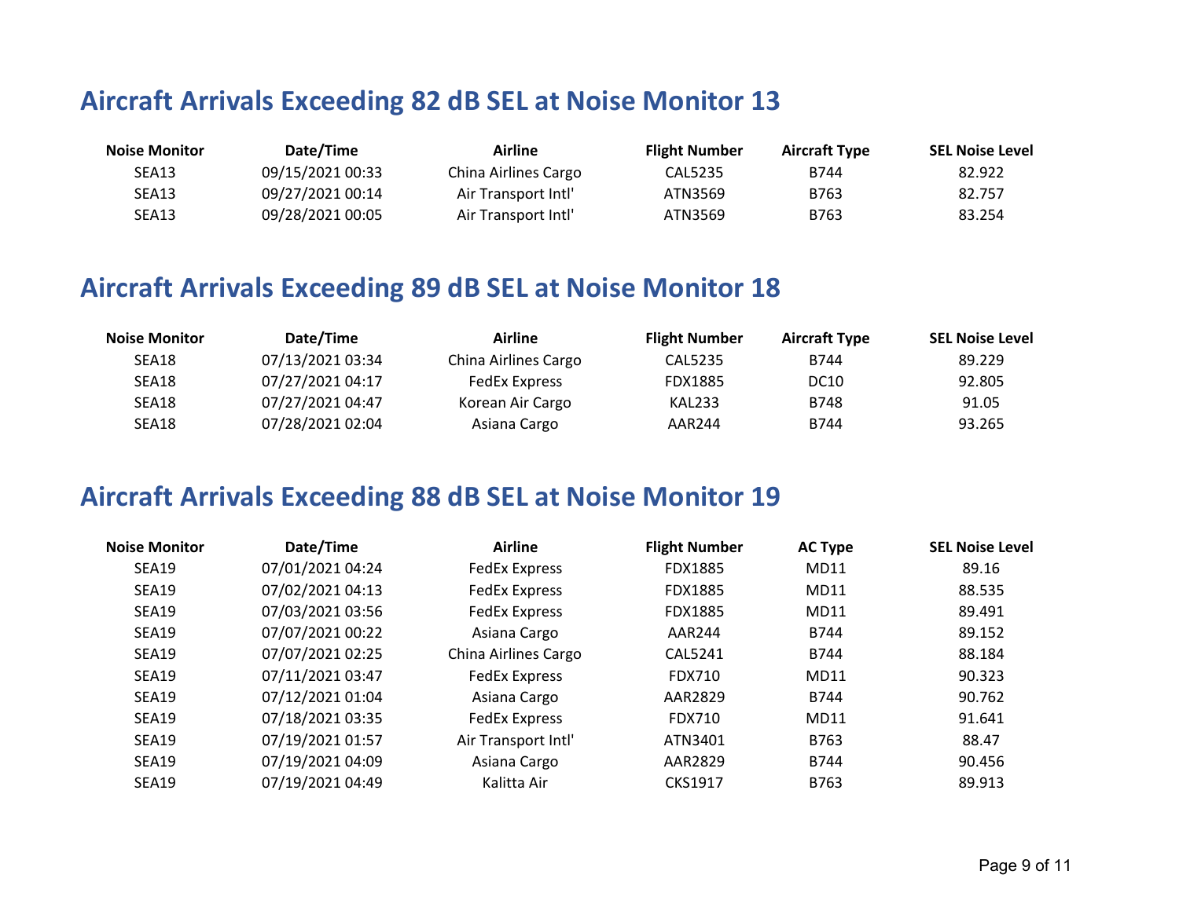## Aircraft Arrivals Exceeding 82 dB SEL at Noise Monitor 13

| Noise Monitor | Date/Time | Airline | Flight Number | Aircraft Type | SEL Noise Level |
|---|---|---|---|---|---|
| SEA13 | 09/15/2021 00:33 | China Airlines Cargo | CAL5235 | B744 | 82.922 |
| SEA13 | 09/27/2021 00:14 | Air Transport Intl' | ATN3569 | B763 | 82.757 |
| SEA13 | 09/28/2021 00:05 | Air Transport Intl' | ATN3569 | B763 | 83.254 |

## Aircraft Arrivals Exceeding 89 dB SEL at Noise Monitor 18

| Noise Monitor | Date/Time | Airline | Flight Number | Aircraft Type | SEL Noise Level |
|---|---|---|---|---|---|
| SEA18 | 07/13/2021 03:34 | China Airlines Cargo | CAL5235 | B744 | 89.229 |
| SEA18 | 07/27/2021 04:17 | FedEx Express | FDX1885 | DC10 | 92.805 |
| SEA18 | 07/27/2021 04:47 | Korean Air Cargo | KAL233 | B748 | 91.05 |
| SEA18 | 07/28/2021 02:04 | Asiana Cargo | AAR244 | B744 | 93.265 |

## Aircraft Arrivals Exceeding 88 dB SEL at Noise Monitor 19

| Noise Monitor | Date/Time | Airline | Flight Number | AC Type | SEL Noise Level |
|---|---|---|---|---|---|
| SEA19 | 07/01/2021 04:24 | FedEx Express | FDX1885 | MD11 | 89.16 |
| SEA19 | 07/02/2021 04:13 | FedEx Express | FDX1885 | MD11 | 88.535 |
| SEA19 | 07/03/2021 03:56 | FedEx Express | FDX1885 | MD11 | 89.491 |
| SEA19 | 07/07/2021 00:22 | Asiana Cargo | AAR244 | B744 | 89.152 |
| SEA19 | 07/07/2021 02:25 | China Airlines Cargo | CAL5241 | B744 | 88.184 |
| SEA19 | 07/11/2021 03:47 | FedEx Express | FDX710 | MD11 | 90.323 |
| SEA19 | 07/12/2021 01:04 | Asiana Cargo | AAR2829 | B744 | 90.762 |
| SEA19 | 07/18/2021 03:35 | FedEx Express | FDX710 | MD11 | 91.641 |
| SEA19 | 07/19/2021 01:57 | Air Transport Intl' | ATN3401 | B763 | 88.47 |
| SEA19 | 07/19/2021 04:09 | Asiana Cargo | AAR2829 | B744 | 90.456 |
| SEA19 | 07/19/2021 04:49 | Kalitta Air | CKS1917 | B763 | 89.913 |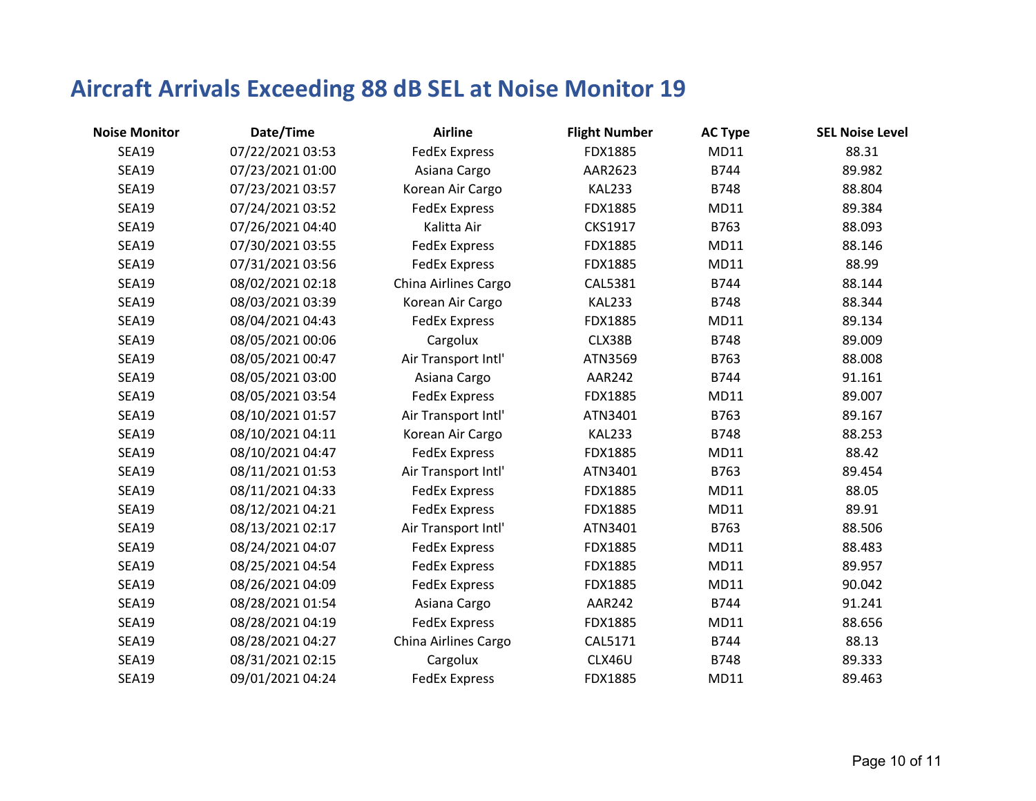# Aircraft Arrivals Exceeding 88 dB SEL at Noise Monitor 19

| Noise Monitor | Date/Time | Airline | Flight Number | AC Type | SEL Noise Level |
|---|---|---|---|---|---|
| SEA19 | 07/22/2021 03:53 | FedEx Express | FDX1885 | MD11 | 88.31 |
| SEA19 | 07/23/2021 01:00 | Asiana Cargo | AAR2623 | B744 | 89.982 |
| SEA19 | 07/23/2021 03:57 | Korean Air Cargo | KAL233 | B748 | 88.804 |
| SEA19 | 07/24/2021 03:52 | FedEx Express | FDX1885 | MD11 | 89.384 |
| SEA19 | 07/26/2021 04:40 | Kalitta Air | CKS1917 | B763 | 88.093 |
| SEA19 | 07/30/2021 03:55 | FedEx Express | FDX1885 | MD11 | 88.146 |
| SEA19 | 07/31/2021 03:56 | FedEx Express | FDX1885 | MD11 | 88.99 |
| SEA19 | 08/02/2021 02:18 | China Airlines Cargo | CAL5381 | B744 | 88.144 |
| SEA19 | 08/03/2021 03:39 | Korean Air Cargo | KAL233 | B748 | 88.344 |
| SEA19 | 08/04/2021 04:43 | FedEx Express | FDX1885 | MD11 | 89.134 |
| SEA19 | 08/05/2021 00:06 | Cargolux | CLX38B | B748 | 89.009 |
| SEA19 | 08/05/2021 00:47 | Air Transport Intl' | ATN3569 | B763 | 88.008 |
| SEA19 | 08/05/2021 03:00 | Asiana Cargo | AAR242 | B744 | 91.161 |
| SEA19 | 08/05/2021 03:54 | FedEx Express | FDX1885 | MD11 | 89.007 |
| SEA19 | 08/10/2021 01:57 | Air Transport Intl' | ATN3401 | B763 | 89.167 |
| SEA19 | 08/10/2021 04:11 | Korean Air Cargo | KAL233 | B748 | 88.253 |
| SEA19 | 08/10/2021 04:47 | FedEx Express | FDX1885 | MD11 | 88.42 |
| SEA19 | 08/11/2021 01:53 | Air Transport Intl' | ATN3401 | B763 | 89.454 |
| SEA19 | 08/11/2021 04:33 | FedEx Express | FDX1885 | MD11 | 88.05 |
| SEA19 | 08/12/2021 04:21 | FedEx Express | FDX1885 | MD11 | 89.91 |
| SEA19 | 08/13/2021 02:17 | Air Transport Intl' | ATN3401 | B763 | 88.506 |
| SEA19 | 08/24/2021 04:07 | FedEx Express | FDX1885 | MD11 | 88.483 |
| SEA19 | 08/25/2021 04:54 | FedEx Express | FDX1885 | MD11 | 89.957 |
| SEA19 | 08/26/2021 04:09 | FedEx Express | FDX1885 | MD11 | 90.042 |
| SEA19 | 08/28/2021 01:54 | Asiana Cargo | AAR242 | B744 | 91.241 |
| SEA19 | 08/28/2021 04:19 | FedEx Express | FDX1885 | MD11 | 88.656 |
| SEA19 | 08/28/2021 04:27 | China Airlines Cargo | CAL5171 | B744 | 88.13 |
| SEA19 | 08/31/2021 02:15 | Cargolux | CLX46U | B748 | 89.333 |
| SEA19 | 09/01/2021 04:24 | FedEx Express | FDX1885 | MD11 | 89.463 |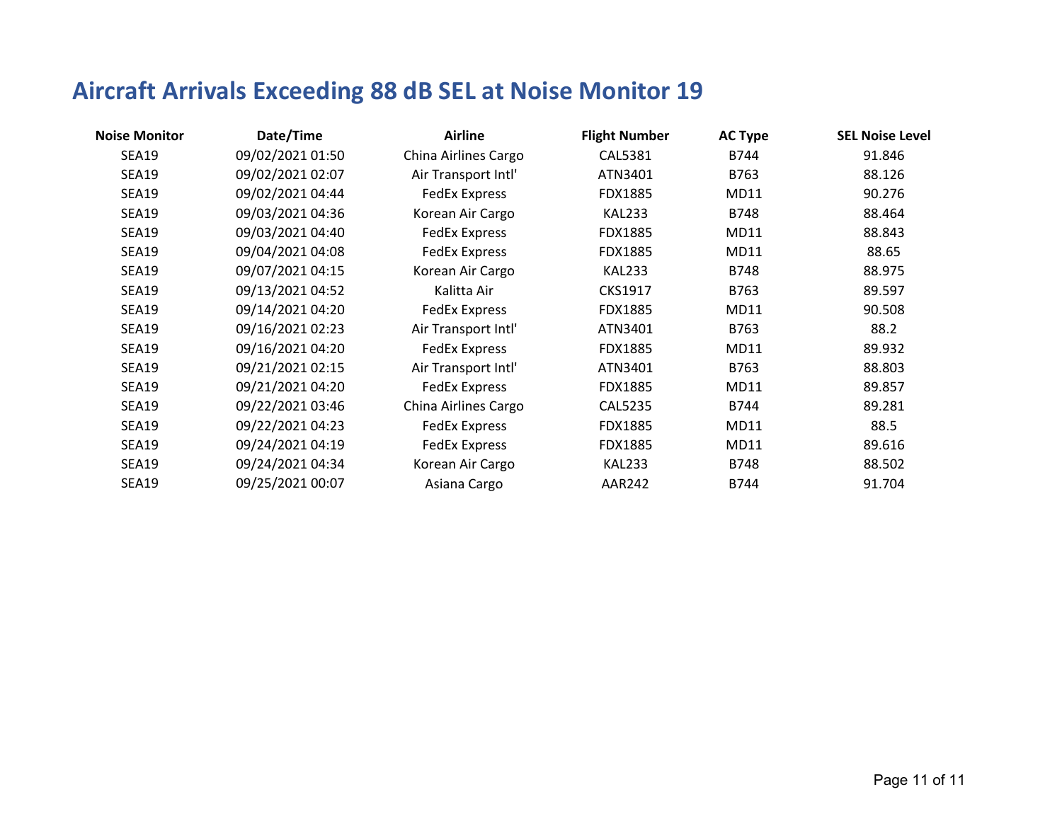# Aircraft Arrivals Exceeding 88 dB SEL at Noise Monitor 19

| Noise Monitor | Date/Time | Airline | Flight Number | AC Type | SEL Noise Level |
|---|---|---|---|---|---|
| SEA19 | 09/02/2021 01:50 | China Airlines Cargo | CAL5381 | B744 | 91.846 |
| SEA19 | 09/02/2021 02:07 | Air Transport Intl' | ATN3401 | B763 | 88.126 |
| SEA19 | 09/02/2021 04:44 | FedEx Express | FDX1885 | MD11 | 90.276 |
| SEA19 | 09/03/2021 04:36 | Korean Air Cargo | KAL233 | B748 | 88.464 |
| SEA19 | 09/03/2021 04:40 | FedEx Express | FDX1885 | MD11 | 88.843 |
| SEA19 | 09/04/2021 04:08 | FedEx Express | FDX1885 | MD11 | 88.65 |
| SEA19 | 09/07/2021 04:15 | Korean Air Cargo | KAL233 | B748 | 88.975 |
| SEA19 | 09/13/2021 04:52 | Kalitta Air | CKS1917 | B763 | 89.597 |
| SEA19 | 09/14/2021 04:20 | FedEx Express | FDX1885 | MD11 | 90.508 |
| SEA19 | 09/16/2021 02:23 | Air Transport Intl' | ATN3401 | B763 | 88.2 |
| SEA19 | 09/16/2021 04:20 | FedEx Express | FDX1885 | MD11 | 89.932 |
| SEA19 | 09/21/2021 02:15 | Air Transport Intl' | ATN3401 | B763 | 88.803 |
| SEA19 | 09/21/2021 04:20 | FedEx Express | FDX1885 | MD11 | 89.857 |
| SEA19 | 09/22/2021 03:46 | China Airlines Cargo | CAL5235 | B744 | 89.281 |
| SEA19 | 09/22/2021 04:23 | FedEx Express | FDX1885 | MD11 | 88.5 |
| SEA19 | 09/24/2021 04:19 | FedEx Express | FDX1885 | MD11 | 89.616 |
| SEA19 | 09/24/2021 04:34 | Korean Air Cargo | KAL233 | B748 | 88.502 |
| SEA19 | 09/25/2021 00:07 | Asiana Cargo | AAR242 | B744 | 91.704 |